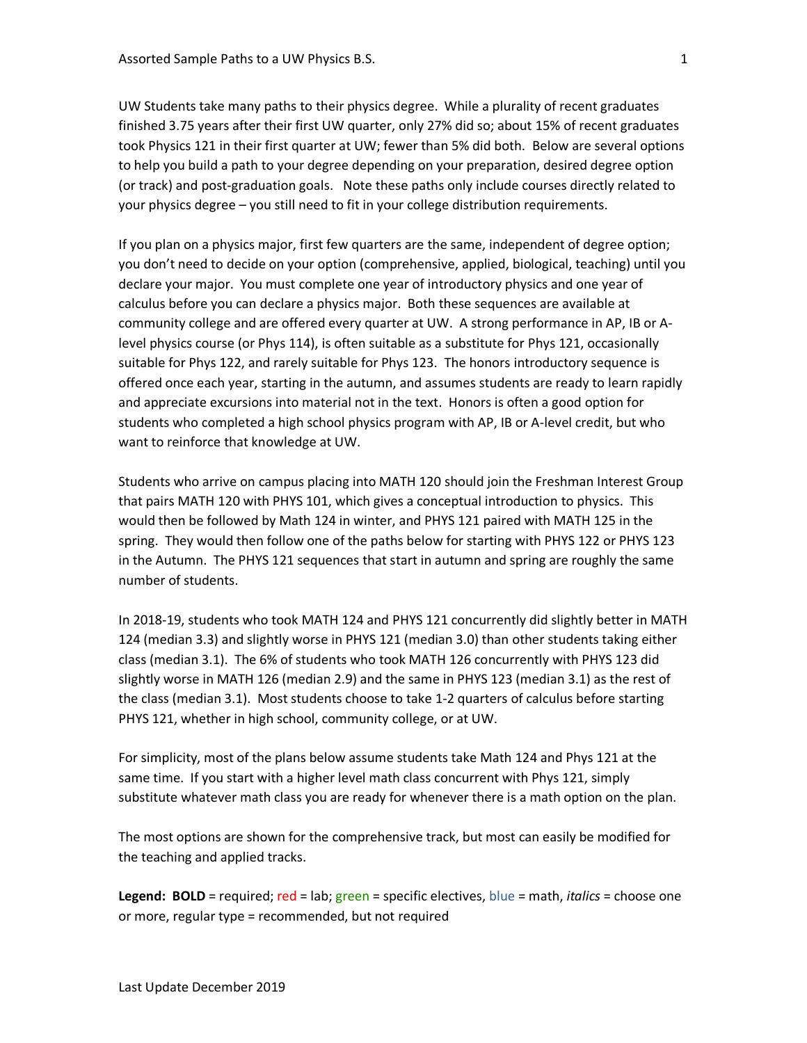UW Students take many paths to their physics degree. While a plurality of recent graduates finished 3.75 years after their first UW quarter, only 27% did so; about 15% of recent graduates took Physics 121 in their first quarter at UW; fewer than 5% did both. Below are several options to help you build a path to your degree depending on your preparation, desired degree option (or track) and post-graduation goals. Note these paths only include courses directly related to your physics degree – you still need to fit in your college distribution requirements.

If you plan on a physics major, first few quarters are the same, independent of degree option; you don't need to decide on your option (comprehensive, applied, biological, teaching) until you declare your major. You must complete one year of introductory physics and one year of calculus before you can declare a physics major. Both these sequences are available at community college and are offered every quarter at UW. A strong performance in AP, IB or A-level physics course (or Phys 114), is often suitable as a substitute for Phys 121, occasionally suitable for Phys 122, and rarely suitable for Phys 123. The honors introductory sequence is offered once each year, starting in the autumn, and assumes students are ready to learn rapidly and appreciate excursions into material not in the text. Honors is often a good option for students who completed a high school physics program with AP, IB or A-level credit, but who want to reinforce that knowledge at UW.

Students who arrive on campus placing into MATH 120 should join the Freshman Interest Group that pairs MATH 120 with PHYS 101, which gives a conceptual introduction to physics. This would then be followed by Math 124 in winter, and PHYS 121 paired with MATH 125 in the spring. They would then follow one of the paths below for starting with PHYS 122 or PHYS 123 in the Autumn. The PHYS 121 sequences that start in autumn and spring are roughly the same number of students.

In 2018-19, students who took MATH 124 and PHYS 121 concurrently did slightly better in MATH 124 (median 3.3) and slightly worse in PHYS 121 (median 3.0) than other students taking either class (median 3.1). The 6% of students who took MATH 126 concurrently with PHYS 123 did slightly worse in MATH 126 (median 2.9) and the same in PHYS 123 (median 3.1) as the rest of the class (median 3.1). Most students choose to take 1-2 quarters of calculus before starting PHYS 121, whether in high school, community college, or at UW.

For simplicity, most of the plans below assume students take Math 124 and Phys 121 at the same time. If you start with a higher level math class concurrent with Phys 121, simply substitute whatever math class you are ready for whenever there is a math option on the plan.

The most options are shown for the comprehensive track, but most can easily be modified for the teaching and applied tracks.

**Legend: BOLD** = required; red = lab; green = specific electives, blue = math, *italics* = choose one or more, regular type = recommended, but not required

Last Update December 2019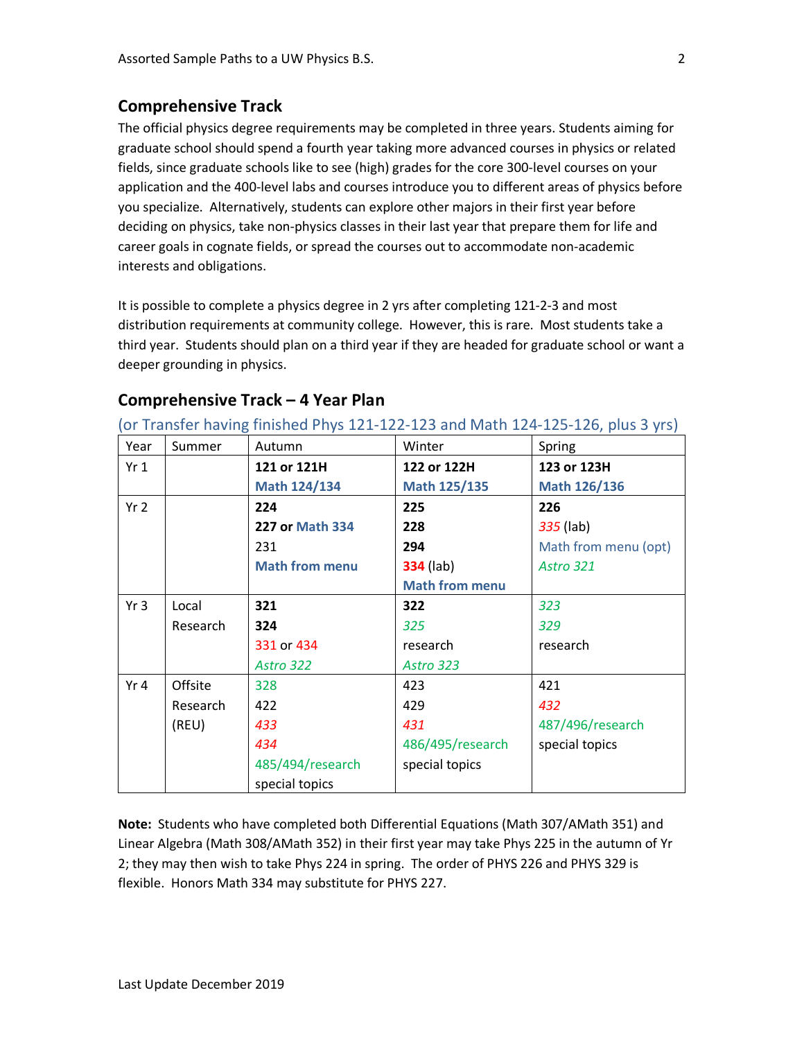## Comprehensive Track

The official physics degree requirements may be completed in three years. Students aiming for graduate school should spend a fourth year taking more advanced courses in physics or related fields, since graduate schools like to see (high) grades for the core 300-level courses on your application and the 400-level labs and courses introduce you to different areas of physics before you specialize. Alternatively, students can explore other majors in their first year before deciding on physics, take non-physics classes in their last year that prepare them for life and career goals in cognate fields, or spread the courses out to accommodate non-academic interests and obligations.

It is possible to complete a physics degree in 2 yrs after completing 121-2-3 and most distribution requirements at community college. However, this is rare. Most students take a third year. Students should plan on a third year if they are headed for graduate school or want a deeper grounding in physics.

## Comprehensive Track – 4 Year Plan

(or Transfer having finished Phys 121-122-123 and Math 124-125-126, plus 3 yrs)

| Year | Summer | Autumn | Winter | Spring |
|---|---|---|---|---|
| Yr 1 | | **121 or 121H**<br>**Math 124/134** | **122 or 122H**<br>**Math 125/135** | **123 or 123H**<br>**Math 126/136** |
| Yr 2 | | **224**<br>**227 or Math 334**<br>231<br>**Math from menu** | **225**<br>**228**<br>**294**<br>**334** (lab)<br>**Math from menu** | **226**<br>*335* (lab)<br>Math from menu (opt)<br>*Astro 321* |
| Yr 3 | Local Research | **321**<br>**324**<br>331 or 434<br>*Astro 322* | **322**<br>*325*<br>research<br>*Astro 323* | *323*<br>*329*<br>research |
| Yr 4 | Offsite Research (REU) | 328<br>422<br>*433*<br>*434*<br>485/494/research<br>special topics | 423<br>429<br>*431*<br>486/495/research<br>special topics | 421<br>*432*<br>487/496/research<br>special topics |

**Note:** Students who have completed both Differential Equations (Math 307/AMath 351) and Linear Algebra (Math 308/AMath 352) in their first year may take Phys 225 in the autumn of Yr 2; they may then wish to take Phys 224 in spring. The order of PHYS 226 and PHYS 329 is flexible. Honors Math 334 may substitute for PHYS 227.

Last Update December 2019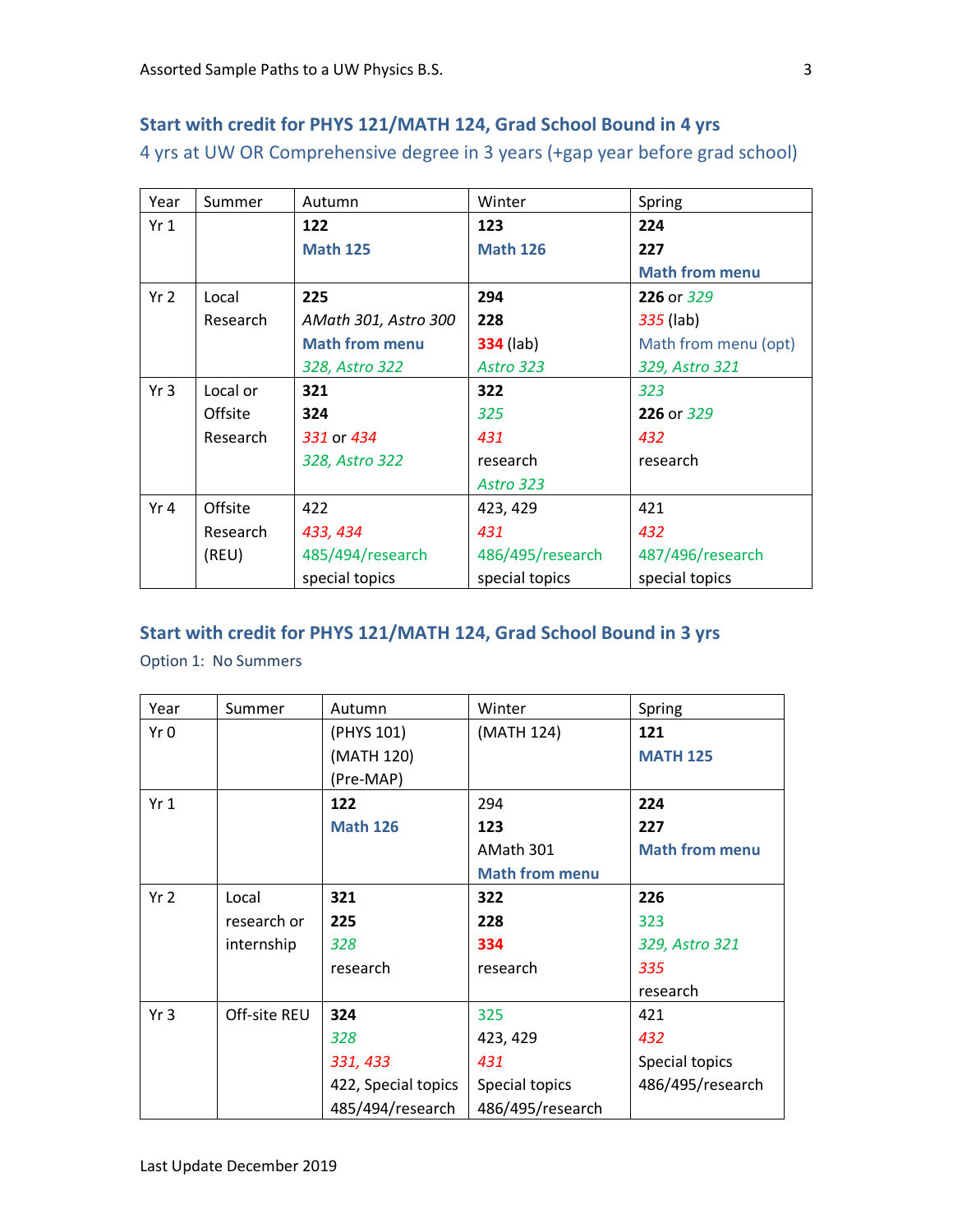### Start with credit for PHYS 121/MATH 124, Grad School Bound in 4 yrs

4 yrs at UW OR Comprehensive degree in 3 years (+gap year before grad school)

| Year | Summer | Autumn | Winter | Spring |
|---|---|---|---|---|
| Yr 1 | | **122**<br>**Math 125** | **123**<br>**Math 126** | **224**<br>**227**<br>**Math from menu** |
| Yr 2 | Local Research | **225**<br>*AMath 301, Astro 300*<br>**Math from menu**<br>*328, Astro 322* | **294**<br>**228**<br>**334** (lab)<br>*Astro 323* | **226** or *329*<br>*335* (lab)<br>Math from menu (opt)<br>*329, Astro 321* |
| Yr 3 | Local or Offsite Research | **321**<br>**324**<br>*331* or *434*<br>*328, Astro 322* | **322**<br>*325*<br>*431*<br>research<br>*Astro 323* | *323*<br>**226** or *329*<br>*432*<br>research |
| Yr 4 | Offsite Research (REU) | 422<br>*433, 434*<br>485/494/research<br>special topics | 423, 429<br>*431*<br>486/495/research<br>special topics | 421<br>*432*<br>487/496/research<br>special topics |

### Start with credit for PHYS 121/MATH 124, Grad School Bound in 3 yrs

Option 1: No Summers

| Year | Summer | Autumn | Winter | Spring |
|---|---|---|---|---|
| Yr 0 | | (PHYS 101)<br>(MATH 120)<br>(Pre-MAP) | (MATH 124) | **121**<br>**MATH 125** |
| Yr 1 | | **122**<br>**Math 126** | 294<br>**123**<br>AMath 301<br>**Math from menu** | **224**<br>**227**<br>**Math from menu** |
| Yr 2 | Local research or internship | **321**<br>**225**<br>*328*<br>research | **322**<br>**228**<br>**334**<br>research | **226**<br>323<br>*329, Astro 321*<br>*335*<br>research |
| Yr 3 | Off-site REU | **324**<br>*328*<br>*331, 433*<br>422, Special topics<br>485/494/research | 325<br>423, 429<br>*431*<br>Special topics<br>486/495/research | 421<br>*432*<br>Special topics<br>486/495/research |

Last Update December 2019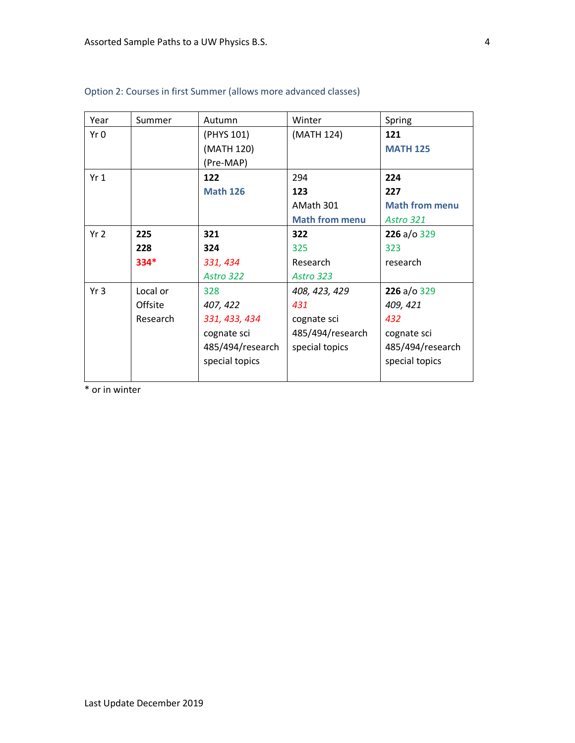### Option 2: Courses in first Summer (allows more advanced classes)

| Year | Summer | Autumn | Winter | Spring |
|---|---|---|---|---|
| Yr 0 | | (PHYS 101)<br>(MATH 120)<br>(Pre-MAP) | (MATH 124) | **121**<br>**MATH 125** |
| Yr 1 | | **122**<br>**Math 126** | 294<br>**123**<br>AMath 301<br>**Math from menu** | **224**<br>**227**<br>**Math from menu**<br>*Astro 321* |
| Yr 2 | **225**<br>**228**<br>**334*** | **321**<br>**324**<br>*331, 434*<br>*Astro 322* | **322**<br>325<br>Research<br>*Astro 323* | **226** a/o 329<br>323<br>research |
| Yr 3 | Local or Offsite Research | 328<br>*407, 422*<br>*331, 433, 434*<br>cognate sci<br>485/494/research<br>special topics | *408, 423, 429*<br>*431*<br>cognate sci<br>485/494/research<br>special topics | **226** a/o 329<br>*409, 421*<br>*432*<br>cognate sci<br>485/494/research<br>special topics |

* or in winter

Last Update December 2019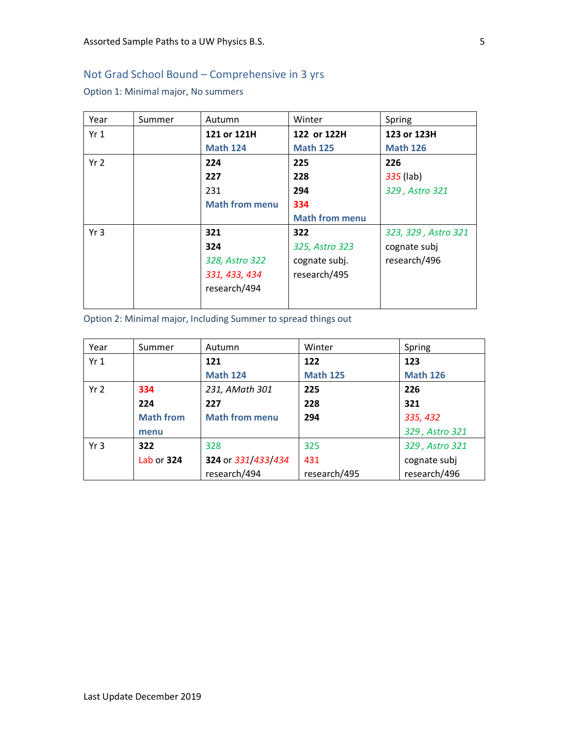## Not Grad School Bound – Comprehensive in 3 yrs

### Option 1: Minimal major, No summers

| Year | Summer | Autumn | Winter | Spring |
|---|---|---|---|---|
| Yr 1 | | **121 or 121H**<br>**Math 124** | **122 or 122H**<br>**Math 125** | **123 or 123H**<br>**Math 126** |
| Yr 2 | | **224**<br>**227**<br>231<br>**Math from menu** | **225**<br>**228**<br>**294**<br>**334**<br>**Math from menu** | **226**<br>*335* (lab)<br>*329 , Astro 321* |
| Yr 3 | | **321**<br>**324**<br>*328, Astro 322*<br>*331, 433, 434*<br>research/494 | **322**<br>*325, Astro 323*<br>cognate subj.<br>research/495 | *323, 329 , Astro 321*<br>cognate subj<br>research/496 |

### Option 2: Minimal major, Including Summer to spread things out

| Year | Summer | Autumn | Winter | Spring |
|---|---|---|---|---|
| Yr 1 | | **121**<br>**Math 124** | **122**<br>**Math 125** | **123**<br>**Math 126** |
| Yr 2 | **334**<br>**224**<br>**Math from menu** | *231, AMath 301*<br>**227**<br>**Math from menu** | **225**<br>**228**<br>**294** | **226**<br>**321**<br>*335, 432*<br>*329 , Astro 321* |
| Yr 3 | **322**<br>Lab or **324** | 328<br>**324** or *331*/*433*/*434*<br>research/494 | 325<br>431<br>research/495 | *329 , Astro 321*<br>cognate subj<br>research/496 |

Last Update December 2019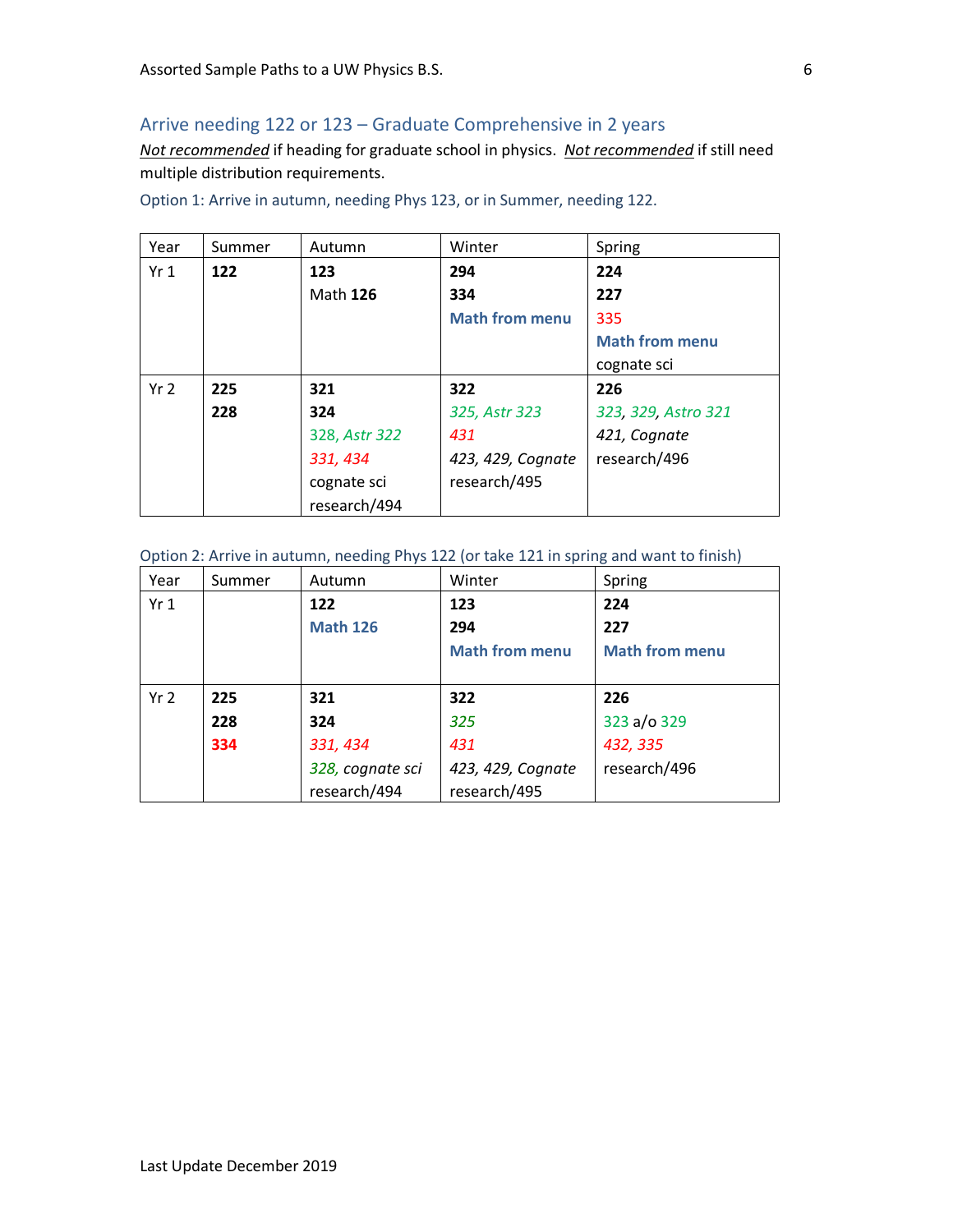## Arrive needing 122 or 123 – Graduate Comprehensive in 2 years

*<u>Not recommended</u>* if heading for graduate school in physics. *<u>Not recommended</u>* if still need multiple distribution requirements.

### Option 1: Arrive in autumn, needing Phys 123, or in Summer, needing 122.

| Year | Summer | Autumn | Winter | Spring |
|---|---|---|---|---|
| Yr 1 | **122** | **123**<br>Math **126** | **294**<br>**334**<br>**Math from menu** | **224**<br>**227**<br>335<br>**Math from menu**<br>cognate sci |
| Yr 2 | **225**<br>**228** | **321**<br>**324**<br>328, *Astr 322*<br>*331, 434*<br>cognate sci<br>research/494 | **322**<br>*325, Astr 323*<br>*431*<br>*423, 429, Cognate*<br>research/495 | **226**<br>*323, 329, Astro 321*<br>*421, Cognate*<br>research/496 |

### Option 2: Arrive in autumn, needing Phys 122 (or take 121 in spring and want to finish)

| Year | Summer | Autumn | Winter | Spring |
|---|---|---|---|---|
| Yr 1 | | **122**<br>**Math 126** | **123**<br>**294**<br>**Math from menu** | **224**<br>**227**<br>**Math from menu** |
| Yr 2 | **225**<br>**228**<br>**334** | **321**<br>**324**<br>*331, 434*<br>*328, cognate sci*<br>research/494 | **322**<br>*325*<br>*431*<br>*423, 429, Cognate*<br>research/495 | **226**<br>323 a/o 329<br>*432, 335*<br>research/496 |

Last Update December 2019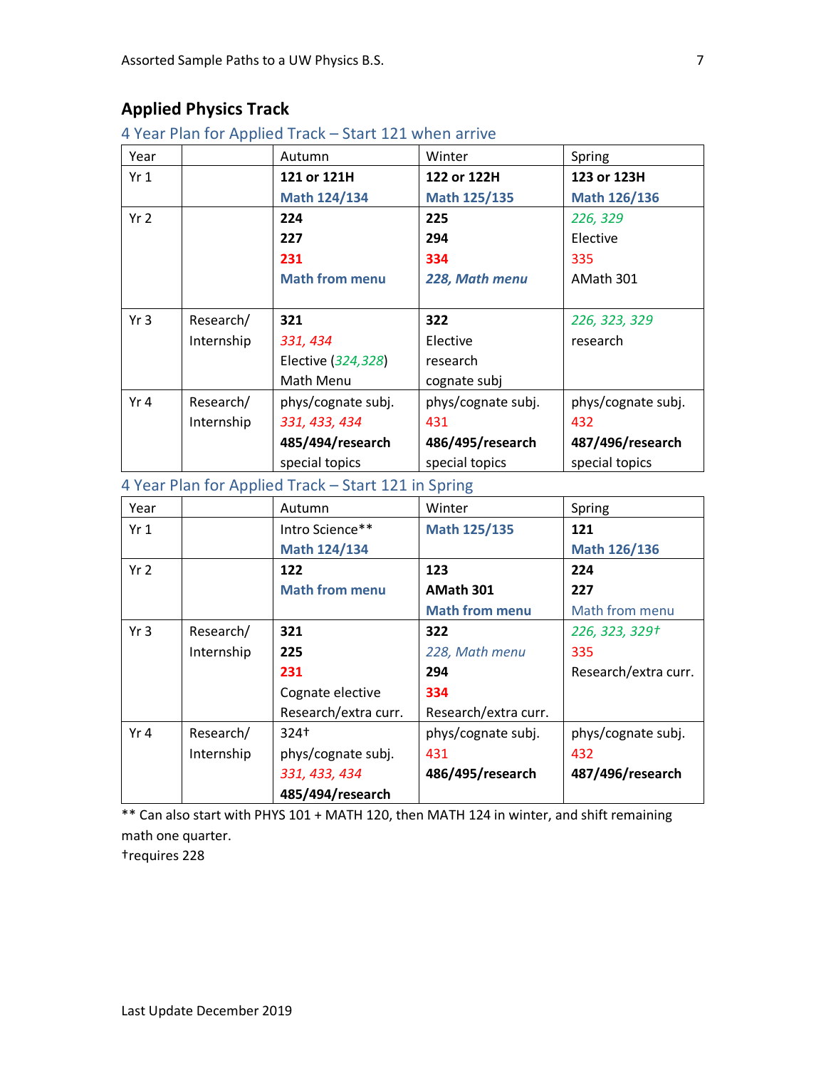## Applied Physics Track

### 4 Year Plan for Applied Track – Start 121 when arrive

| Year | | Autumn | Winter | Spring |
|---|---|---|---|---|
| Yr 1 | | **121 or 121H**<br>**Math 124/134** | **122 or 122H**<br>**Math 125/135** | **123 or 123H**<br>**Math 126/136** |
| Yr 2 | | **224**<br>**227**<br>**231**<br>**Math from menu** | **225**<br>**294**<br>**334**<br>***228, Math menu*** | *226, 329*<br>Elective<br>335<br>AMath 301 |
| Yr 3 | Research/ Internship | **321**<br>*331, 434*<br>Elective (*324,328*)<br>Math Menu | **322**<br>Elective<br>research<br>cognate subj | *226, 323, 329*<br>research |
| Yr 4 | Research/ Internship | phys/cognate subj.<br>*331, 433, 434*<br>**485/494/research**<br>special topics | phys/cognate subj.<br>431<br>**486/495/research**<br>special topics | phys/cognate subj.<br>432<br>**487/496/research**<br>special topics |

### 4 Year Plan for Applied Track – Start 121 in Spring

| Year | | Autumn | Winter | Spring |
|---|---|---|---|---|
| Yr 1 | | Intro Science**<br>**Math 124/134** | **Math 125/135** | **121**<br>**Math 126/136** |
| Yr 2 | | **122**<br>**Math from menu** | **123**<br>**AMath 301**<br>**Math from menu** | **224**<br>**227**<br>Math from menu |
| Yr 3 | Research/ Internship | **321**<br>**225**<br>**231**<br>Cognate elective<br>Research/extra curr. | **322**<br>*228, Math menu*<br>**294**<br>**334**<br>Research/extra curr. | *226, 323, 329†*<br>335<br>Research/extra curr. |
| Yr 4 | Research/ Internship | 324†<br>phys/cognate subj.<br>*331, 433, 434*<br>**485/494/research** | phys/cognate subj.<br>431<br>**486/495/research** | phys/cognate subj.<br>432<br>**487/496/research** |

** Can also start with PHYS 101 + MATH 120, then MATH 124 in winter, and shift remaining math one quarter.

†requires 228

Last Update December 2019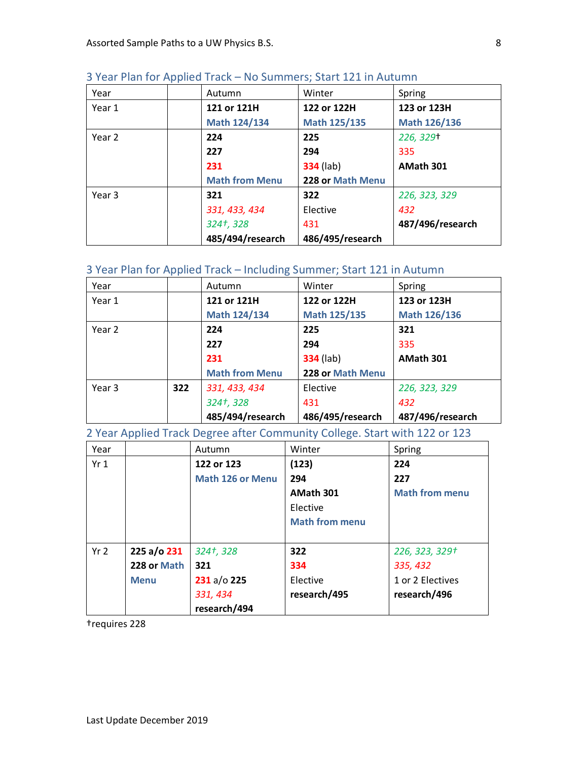## 3 Year Plan for Applied Track – No Summers; Start 121 in Autumn

| Year | | Autumn | Winter | Spring |
|---|---|---|---|---|
| Year 1 | | **121 or 121H**<br>**Math 124/134** | **122 or 122H**<br>**Math 125/135** | **123 or 123H**<br>**Math 126/136** |
| Year 2 | | **224**<br>**227**<br>**231**<br>**Math from Menu** | **225**<br>**294**<br>**334** (lab)<br>**228 or Math Menu** | *226, 329*†<br>335<br>**AMath 301** |
| Year 3 | | **321**<br>*331, 433, 434*<br>*324†, 328*<br>**485/494/research** | **322**<br>Elective<br>431<br>**486/495/research** | *226, 323, 329*<br>*432*<br>**487/496/research** |

## 3 Year Plan for Applied Track – Including Summer; Start 121 in Autumn

| Year | | Autumn | Winter | Spring |
|---|---|---|---|---|
| Year 1 | | **121 or 121H**<br>**Math 124/134** | **122 or 122H**<br>**Math 125/135** | **123 or 123H**<br>**Math 126/136** |
| Year 2 | | **224**<br>**227**<br>**231**<br>**Math from Menu** | **225**<br>**294**<br>**334** (lab)<br>**228 or Math Menu** | **321**<br>335<br>**AMath 301** |
| Year 3 | **322** | *331, 433, 434*<br>*324†, 328*<br>**485/494/research** | Elective<br>431<br>**486/495/research** | *226, 323, 329*<br>*432*<br>**487/496/research** |

## 2 Year Applied Track Degree after Community College. Start with 122 or 123

| Year | | Autumn | Winter | Spring |
|---|---|---|---|---|
| Yr 1 | | **122 or 123**<br>**Math 126 or Menu** | **(123)**<br>**294**<br>**AMath 301**<br>Elective<br>**Math from menu** | **224**<br>**227**<br>**Math from menu** |
| Yr 2 | **225 a/o 231**<br>**228 or Math Menu** | *324†, 328*<br>**321**<br>**231 a/o 225**<br>*331, 434*<br>**research/494** | **322**<br>**334**<br>Elective<br>**research/495** | *226, 323, 329†*<br>*335, 432*<br>1 or 2 Electives<br>**research/496** |

†requires 228

Last Update December 2019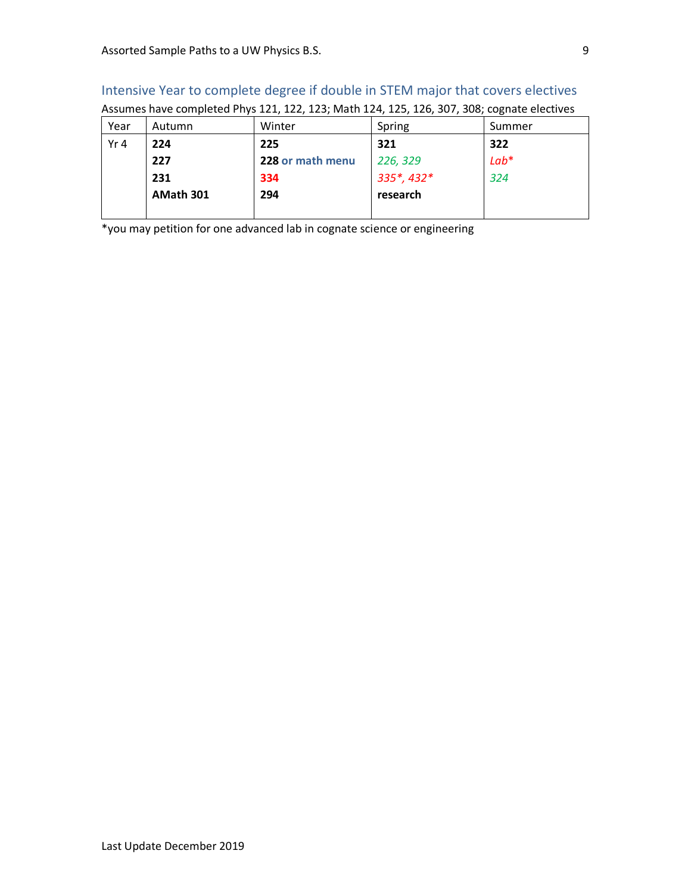## Intensive Year to complete degree if double in STEM major that covers electives

Assumes have completed Phys 121, 122, 123; Math 124, 125, 126, 307, 308; cognate electives

| Year | Autumn | Winter | Spring | Summer |
|---|---|---|---|---|
| Yr 4 | **224**<br>**227**<br>**231**<br>**AMath 301** | **225**<br>**228 or math menu**<br>**334**<br>**294** | **321**<br>*226, 329*<br>*335*, 432**<br>**research** | **322**<br>*Lab**<br>*324* |

*you may petition for one advanced lab in cognate science or engineering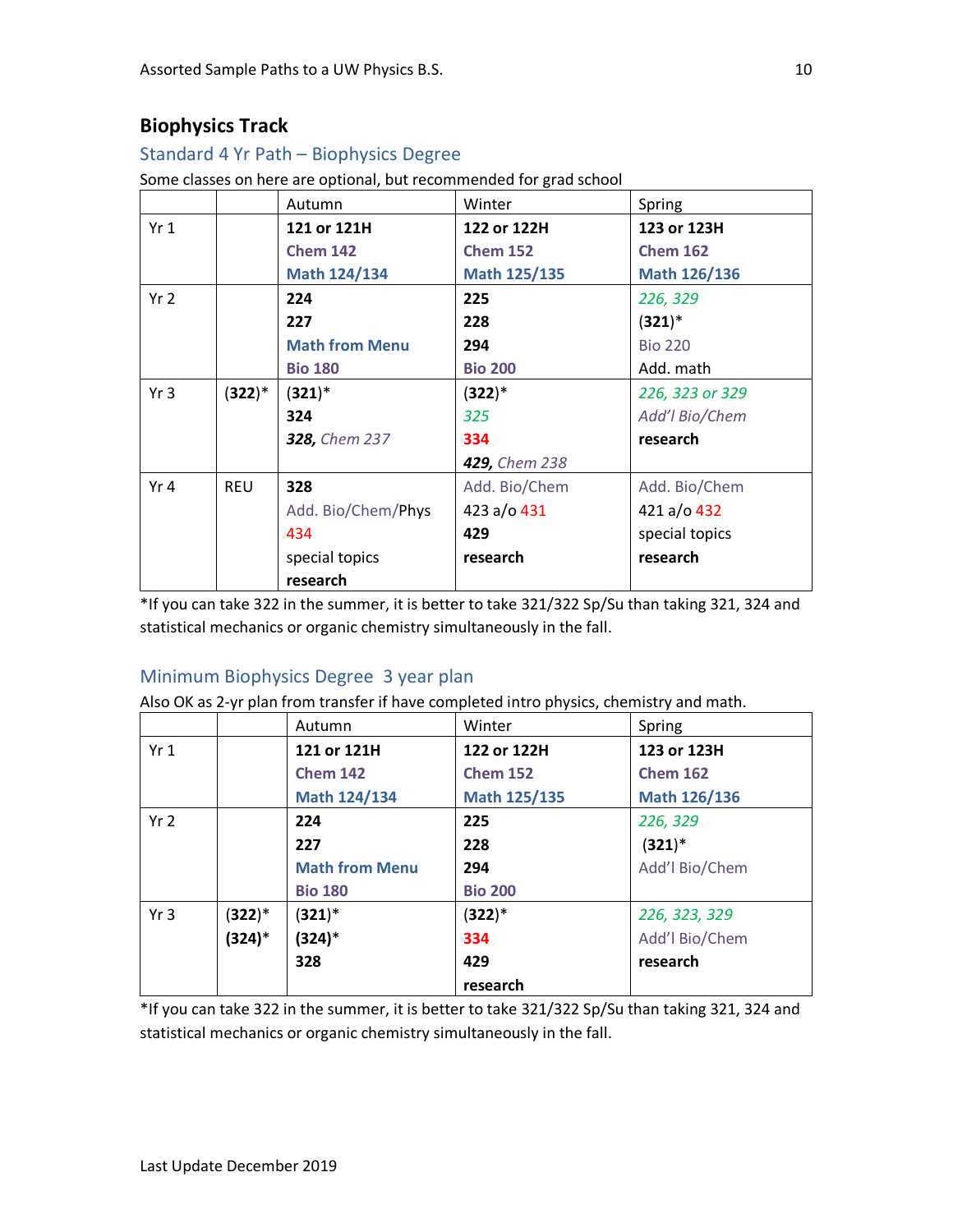## Biophysics Track

### Standard 4 Yr Path – Biophysics Degree

Some classes on here are optional, but recommended for grad school

| | | Autumn | Winter | Spring |
|---|---|---|---|---|
| Yr 1 | | **121 or 121H**<br>**Chem 142**<br>**Math 124/134** | **122 or 122H**<br>**Chem 152**<br>**Math 125/135** | **123 or 123H**<br>**Chem 162**<br>**Math 126/136** |
| Yr 2 | | **224**<br>**227**<br>**Math from Menu**<br>**Bio 180** | **225**<br>**228**<br>**294**<br>**Bio 200** | *226, 329*<br>**(321)***<br>Bio 220<br>Add. math |
| Yr 3 | **(322)*** | **(321)***<br>**324**<br>***328,*** *Chem 237* | **(322)***<br>*325*<br>**334**<br>***429,*** *Chem 238* | *226, 323 or 329*<br>*Add'l Bio/Chem*<br>**research** |
| Yr 4 | REU | **328**<br>Add. Bio/Chem/Phys<br>434<br>special topics<br>**research** | Add. Bio/Chem<br>423 a/o 431<br>**429**<br>**research** | Add. Bio/Chem<br>421 a/o 432<br>special topics<br>**research** |

*If you can take 322 in the summer, it is better to take 321/322 Sp/Su than taking 321, 324 and statistical mechanics or organic chemistry simultaneously in the fall.

### Minimum Biophysics Degree 3 year plan

Also OK as 2-yr plan from transfer if have completed intro physics, chemistry and math.

| | | Autumn | Winter | Spring |
|---|---|---|---|---|
| Yr 1 | | **121 or 121H**<br>**Chem 142**<br>**Math 124/134** | **122 or 122H**<br>**Chem 152**<br>**Math 125/135** | **123 or 123H**<br>**Chem 162**<br>**Math 126/136** |
| Yr 2 | | **224**<br>**227**<br>**Math from Menu**<br>**Bio 180** | **225**<br>**228**<br>**294**<br>**Bio 200** | *226, 329*<br>**(321)***<br>Add'l Bio/Chem |
| Yr 3 | **(322)***<br>**(324)*** | **(321)***<br>**(324)***<br>**328** | **(322)***<br>**334**<br>**429**<br>**research** | *226, 323, 329*<br>Add'l Bio/Chem<br>**research** |

*If you can take 322 in the summer, it is better to take 321/322 Sp/Su than taking 321, 324 and statistical mechanics or organic chemistry simultaneously in the fall.

Last Update December 2019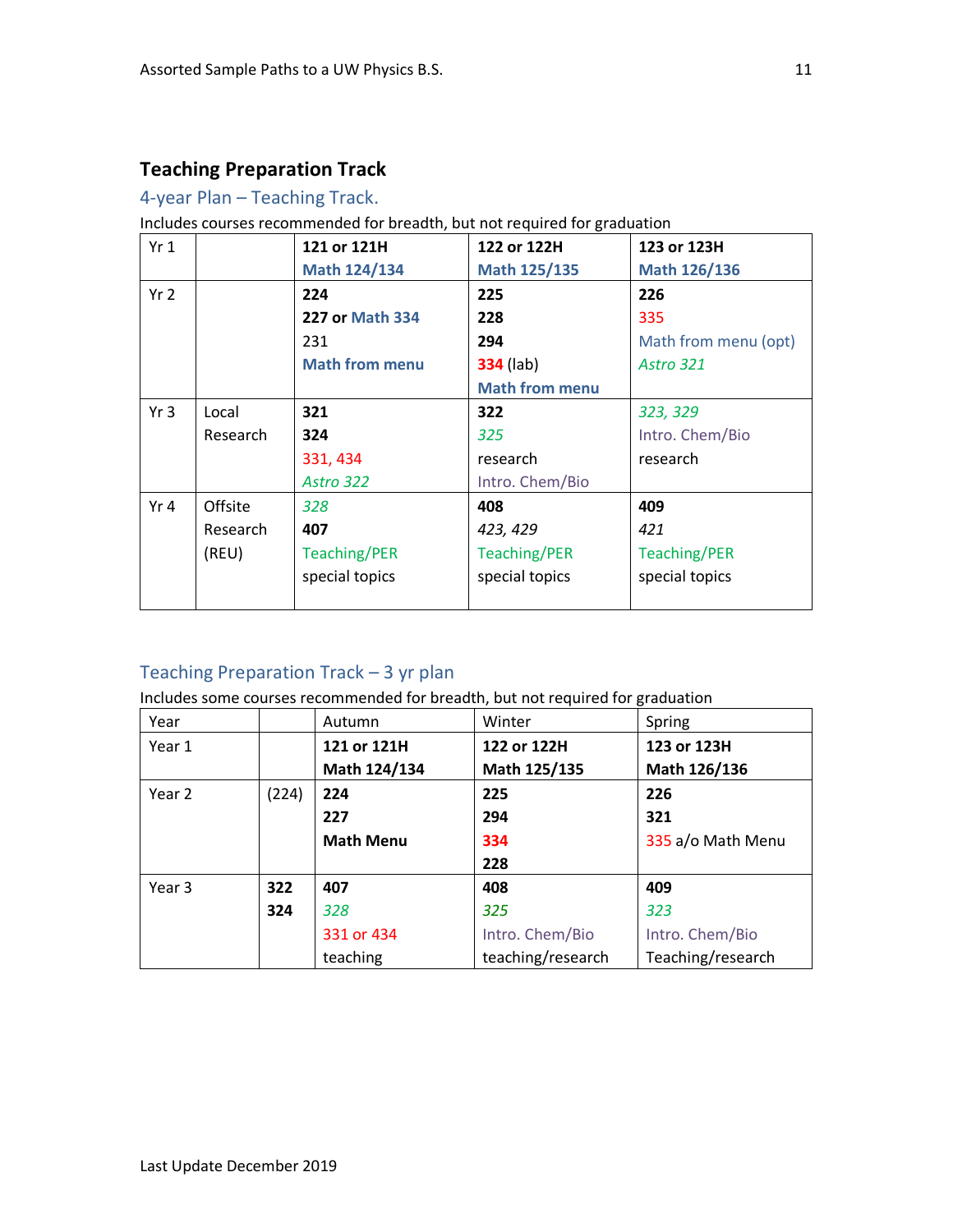## Teaching Preparation Track

### 4-year Plan – Teaching Track.

Includes courses recommended for breadth, but not required for graduation

| | | | | |
|---|---|---|---|---|
| Yr 1 | | **121 or 121H**<br>**Math 124/134** | **122 or 122H**<br>**Math 125/135** | **123 or 123H**<br>**Math 126/136** |
| Yr 2 | | **224**<br>**227 or Math 334**<br>231<br>**Math from menu** | **225**<br>**228**<br>**294**<br>**334** (lab)<br>**Math from menu** | **226**<br>335<br>Math from menu (opt)<br>*Astro 321* |
| Yr 3 | Local Research | **321**<br>**324**<br>331, 434<br>*Astro 322* | **322**<br>*325*<br>research<br>Intro. Chem/Bio | *323, 329*<br>Intro. Chem/Bio<br>research |
| Yr 4 | Offsite Research (REU) | *328*<br>**407**<br>Teaching/PER<br>special topics | **408**<br>*423, 429*<br>Teaching/PER<br>special topics | **409**<br>*421*<br>Teaching/PER<br>special topics |

### Teaching Preparation Track – 3 yr plan

Includes some courses recommended for breadth, but not required for graduation

| Year | | Autumn | Winter | Spring |
|---|---|---|---|---|
| Year 1 | | **121 or 121H**<br>**Math 124/134** | **122 or 122H**<br>**Math 125/135** | **123 or 123H**<br>**Math 126/136** |
| Year 2 | (224) | **224**<br>**227**<br>**Math Menu** | **225**<br>**294**<br>**334**<br>**228** | **226**<br>**321**<br>335 a/o Math Menu |
| Year 3 | **322**<br>**324** | **407**<br>*328*<br>331 or 434<br>teaching | **408**<br>*325*<br>Intro. Chem/Bio<br>teaching/research | **409**<br>*323*<br>Intro. Chem/Bio<br>Teaching/research |

Last Update December 2019